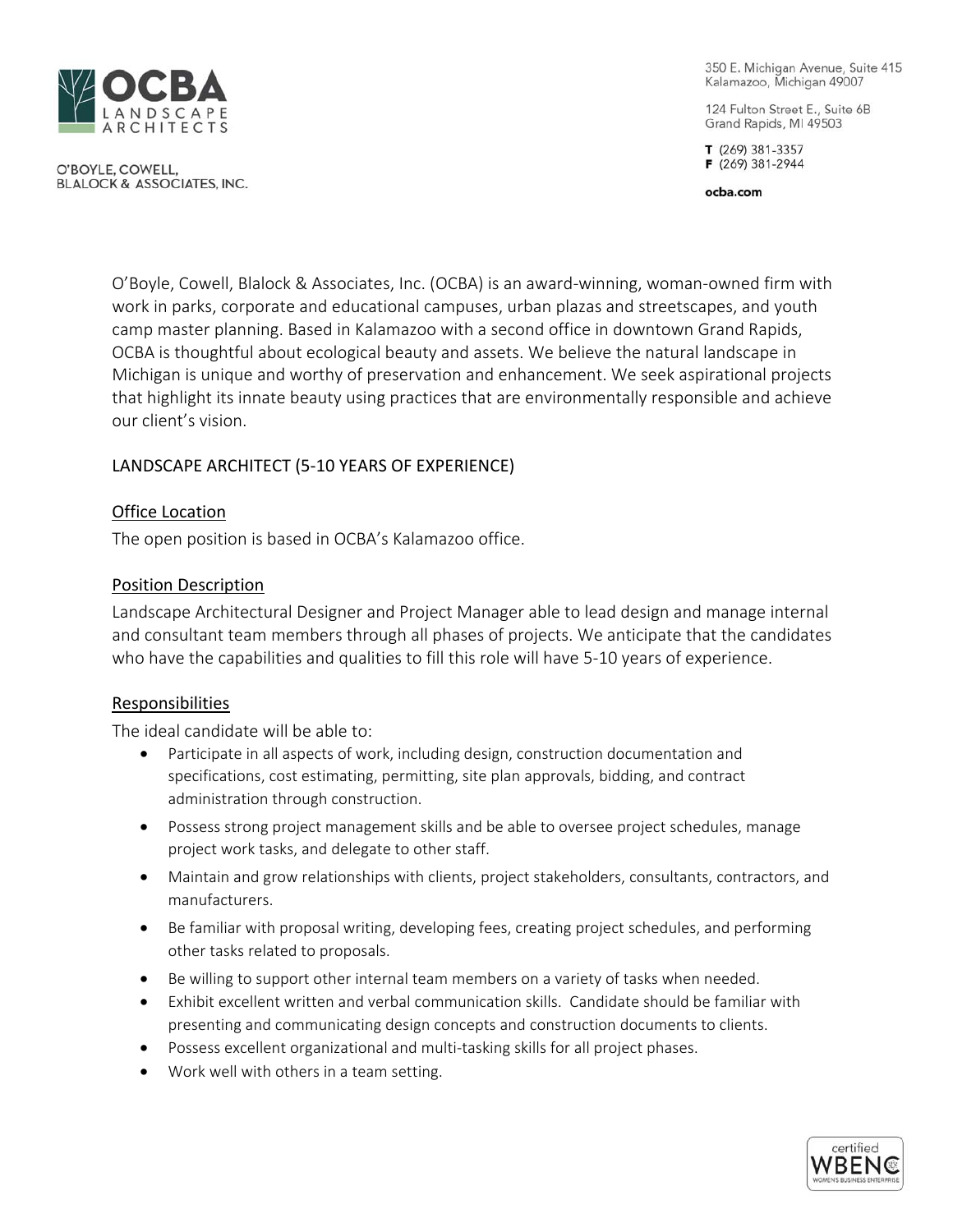# OCBA LANDSCAPE ARCHITECTS

O'BOYLE, COWELL, BLALOCK & ASSOCIATES, INC.

350 E. Michigan Avenue, Suite 415
Kalamazoo, Michigan 49007

124 Fulton Street E., Suite 6B
Grand Rapids, MI 49503

**T** (269) 381-3357
**F** (269) 381-2944

**ocba.com**

O'Boyle, Cowell, Blalock & Associates, Inc. (OCBA) is an award-winning, woman-owned firm with work in parks, corporate and educational campuses, urban plazas and streetscapes, and youth camp master planning. Based in Kalamazoo with a second office in downtown Grand Rapids, OCBA is thoughtful about ecological beauty and assets. We believe the natural landscape in Michigan is unique and worthy of preservation and enhancement. We seek aspirational projects that highlight its innate beauty using practices that are environmentally responsible and achieve our client's vision.

## LANDSCAPE ARCHITECT (5-10 YEARS OF EXPERIENCE)

### Office Location

The open position is based in OCBA's Kalamazoo office.

### Position Description

Landscape Architectural Designer and Project Manager able to lead design and manage internal and consultant team members through all phases of projects. We anticipate that the candidates who have the capabilities and qualities to fill this role will have 5-10 years of experience.

### Responsibilities

The ideal candidate will be able to:

- Participate in all aspects of work, including design, construction documentation and specifications, cost estimating, permitting, site plan approvals, bidding, and contract administration through construction.
- Possess strong project management skills and be able to oversee project schedules, manage project work tasks, and delegate to other staff.
- Maintain and grow relationships with clients, project stakeholders, consultants, contractors, and manufacturers.
- Be familiar with proposal writing, developing fees, creating project schedules, and performing other tasks related to proposals.
- Be willing to support other internal team members on a variety of tasks when needed.
- Exhibit excellent written and verbal communication skills. Candidate should be familiar with presenting and communicating design concepts and construction documents to clients.
- Possess excellent organizational and multi-tasking skills for all project phases.
- Work well with others in a team setting.

certified WBENC WOMEN'S BUSINESS ENTERPRISE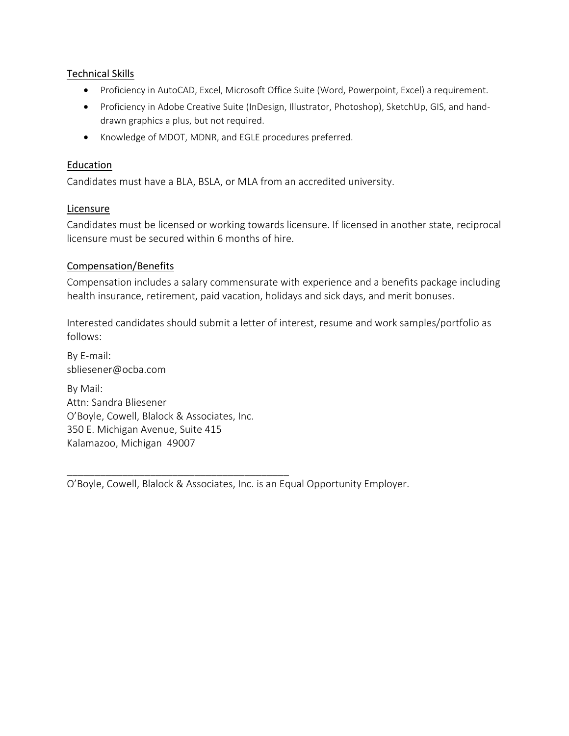## Technical Skills

- Proficiency in AutoCAD, Excel, Microsoft Office Suite (Word, Powerpoint, Excel) a requirement.
- Proficiency in Adobe Creative Suite (InDesign, Illustrator, Photoshop), SketchUp, GIS, and hand-drawn graphics a plus, but not required.
- Knowledge of MDOT, MDNR, and EGLE procedures preferred.

## Education

Candidates must have a BLA, BSLA, or MLA from an accredited university.

## Licensure

Candidates must be licensed or working towards licensure. If licensed in another state, reciprocal licensure must be secured within 6 months of hire.

## Compensation/Benefits

Compensation includes a salary commensurate with experience and a benefits package including health insurance, retirement, paid vacation, holidays and sick days, and merit bonuses.

Interested candidates should submit a letter of interest, resume and work samples/portfolio as follows:

By E-mail:
sbliesener@ocba.com

By Mail:
Attn: Sandra Bliesener
O'Boyle, Cowell, Blalock & Associates, Inc.
350 E. Michigan Avenue, Suite 415
Kalamazoo, Michigan 49007

---

O'Boyle, Cowell, Blalock & Associates, Inc. is an Equal Opportunity Employer.